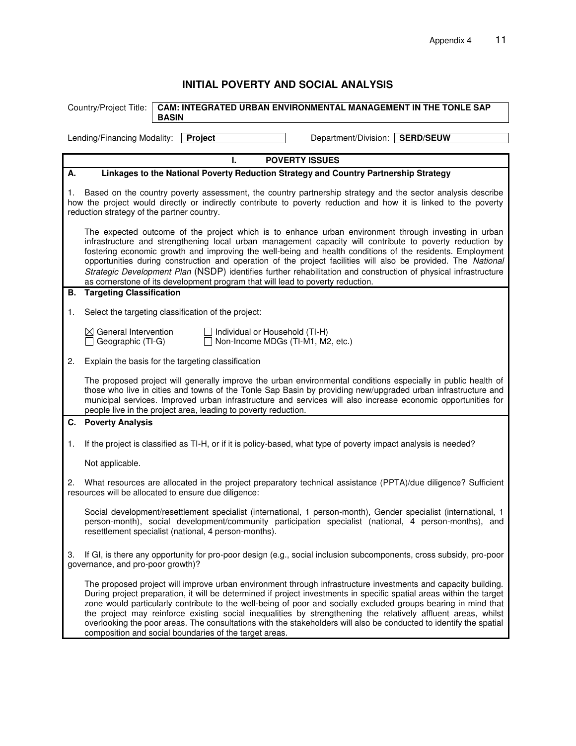# INITIAL POVERTY AND SOCIAL ANALYSIS

Country/Project Title: **CAM: INTEGRATED URBAN ENVIRONMENTAL MANAGEMENT IN THE TONLE SAP BASIN**

Lending/Financing Modality: **Project** Department/Division: **SERD/SEUW**

## I. POVERTY ISSUES

### A. Linkages to the National Poverty Reduction Strategy and Country Partnership Strategy

1. Based on the country poverty assessment, the country partnership strategy and the sector analysis describe how the project would directly or indirectly contribute to poverty reduction and how it is linked to the poverty reduction strategy of the partner country.

The expected outcome of the project which is to enhance urban environment through investing in urban infrastructure and strengthening local urban management capacity will contribute to poverty reduction by fostering economic growth and improving the well-being and health conditions of the residents. Employment opportunities during construction and operation of the project facilities will also be provided. The *National Strategic Development Plan* (NSDP) identifies further rehabilitation and construction of physical infrastructure as cornerstone of its development program that will lead to poverty reduction.

### B. Targeting Classification

1. Select the targeting classification of the project:

☒ General Intervention ☐ Individual or Household (TI-H)
☐ Geographic (TI-G) ☐ Non-Income MDGs (TI-M1, M2, etc.)

2. Explain the basis for the targeting classification

The proposed project will generally improve the urban environmental conditions especially in public health of those who live in cities and towns of the Tonle Sap Basin by providing new/upgraded urban infrastructure and municipal services. Improved urban infrastructure and services will also increase economic opportunities for people live in the project area, leading to poverty reduction.

### C. Poverty Analysis

1. If the project is classified as TI-H, or if it is policy-based, what type of poverty impact analysis is needed?

Not applicable.

2. What resources are allocated in the project preparatory technical assistance (PPTA)/due diligence? Sufficient resources will be allocated to ensure due diligence:

Social development/resettlement specialist (international, 1 person-month), Gender specialist (international, 1 person-month), social development/community participation specialist (national, 4 person-months), and resettlement specialist (national, 4 person-months).

3. If GI, is there any opportunity for pro-poor design (e.g., social inclusion subcomponents, cross subsidy, pro-poor governance, and pro-poor growth)?

The proposed project will improve urban environment through infrastructure investments and capacity building. During project preparation, it will be determined if project investments in specific spatial areas within the target zone would particularly contribute to the well-being of poor and socially excluded groups bearing in mind that the project may reinforce existing social inequalities by strengthening the relatively affluent areas, whilst overlooking the poor areas. The consultations with the stakeholders will also be conducted to identify the spatial composition and social boundaries of the target areas.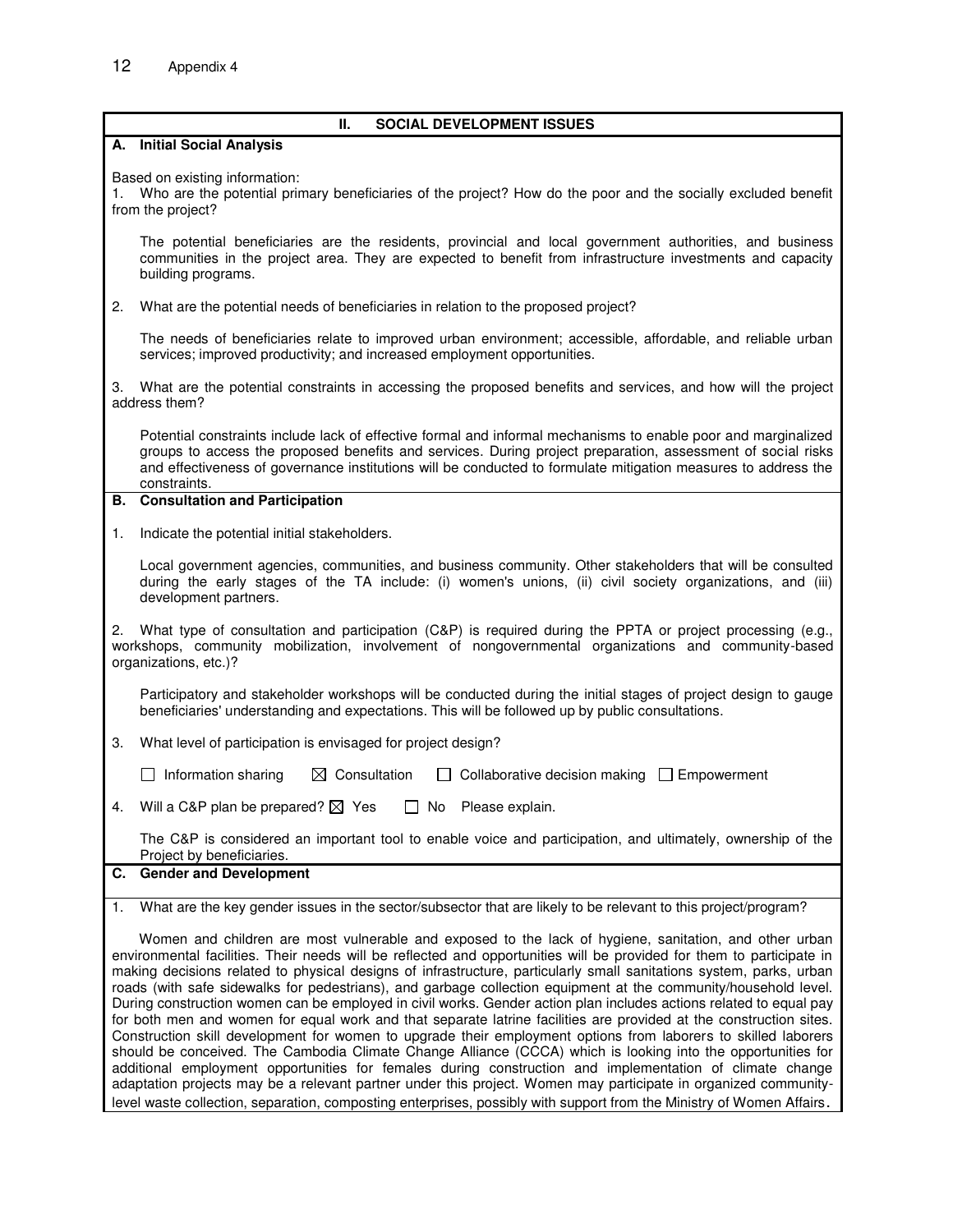## II. SOCIAL DEVELOPMENT ISSUES

### A. Initial Social Analysis

Based on existing information:

1. Who are the potential primary beneficiaries of the project? How do the poor and the socially excluded benefit from the project?

   The potential beneficiaries are the residents, provincial and local government authorities, and business communities in the project area. They are expected to benefit from infrastructure investments and capacity building programs.

2. What are the potential needs of beneficiaries in relation to the proposed project?

   The needs of beneficiaries relate to improved urban environment; accessible, affordable, and reliable urban services; improved productivity; and increased employment opportunities.

3. What are the potential constraints in accessing the proposed benefits and services, and how will the project address them?

   Potential constraints include lack of effective formal and informal mechanisms to enable poor and marginalized groups to access the proposed benefits and services. During project preparation, assessment of social risks and effectiveness of governance institutions will be conducted to formulate mitigation measures to address the constraints.

### B. Consultation and Participation

1. Indicate the potential initial stakeholders.

   Local government agencies, communities, and business community. Other stakeholders that will be consulted during the early stages of the TA include: (i) women's unions, (ii) civil society organizations, and (iii) development partners.

2. What type of consultation and participation (C&P) is required during the PPTA or project processing (e.g., workshops, community mobilization, involvement of nongovernmental organizations and community-based organizations, etc.)?

   Participatory and stakeholder workshops will be conducted during the initial stages of project design to gauge beneficiaries' understanding and expectations. This will be followed up by public consultations.

3. What level of participation is envisaged for project design?

   ☐ Information sharing ☒ Consultation ☐ Collaborative decision making ☐ Empowerment

4. Will a C&P plan be prepared? ☒ Yes ☐ No Please explain.

   The C&P is considered an important tool to enable voice and participation, and ultimately, ownership of the Project by beneficiaries.

### C. Gender and Development

1. What are the key gender issues in the sector/subsector that are likely to be relevant to this project/program?

Women and children are most vulnerable and exposed to the lack of hygiene, sanitation, and other urban environmental facilities. Their needs will be reflected and opportunities will be provided for them to participate in making decisions related to physical designs of infrastructure, particularly small sanitations system, parks, urban roads (with safe sidewalks for pedestrians), and garbage collection equipment at the community/household level. During construction women can be employed in civil works. Gender action plan includes actions related to equal pay for both men and women for equal work and that separate latrine facilities are provided at the construction sites. Construction skill development for women to upgrade their employment options from laborers to skilled laborers should be conceived. The Cambodia Climate Change Alliance (CCCA) which is looking into the opportunities for additional employment opportunities for females during construction and implementation of climate change adaptation projects may be a relevant partner under this project. Women may participate in organized community-level waste collection, separation, composting enterprises, possibly with support from the Ministry of Women Affairs.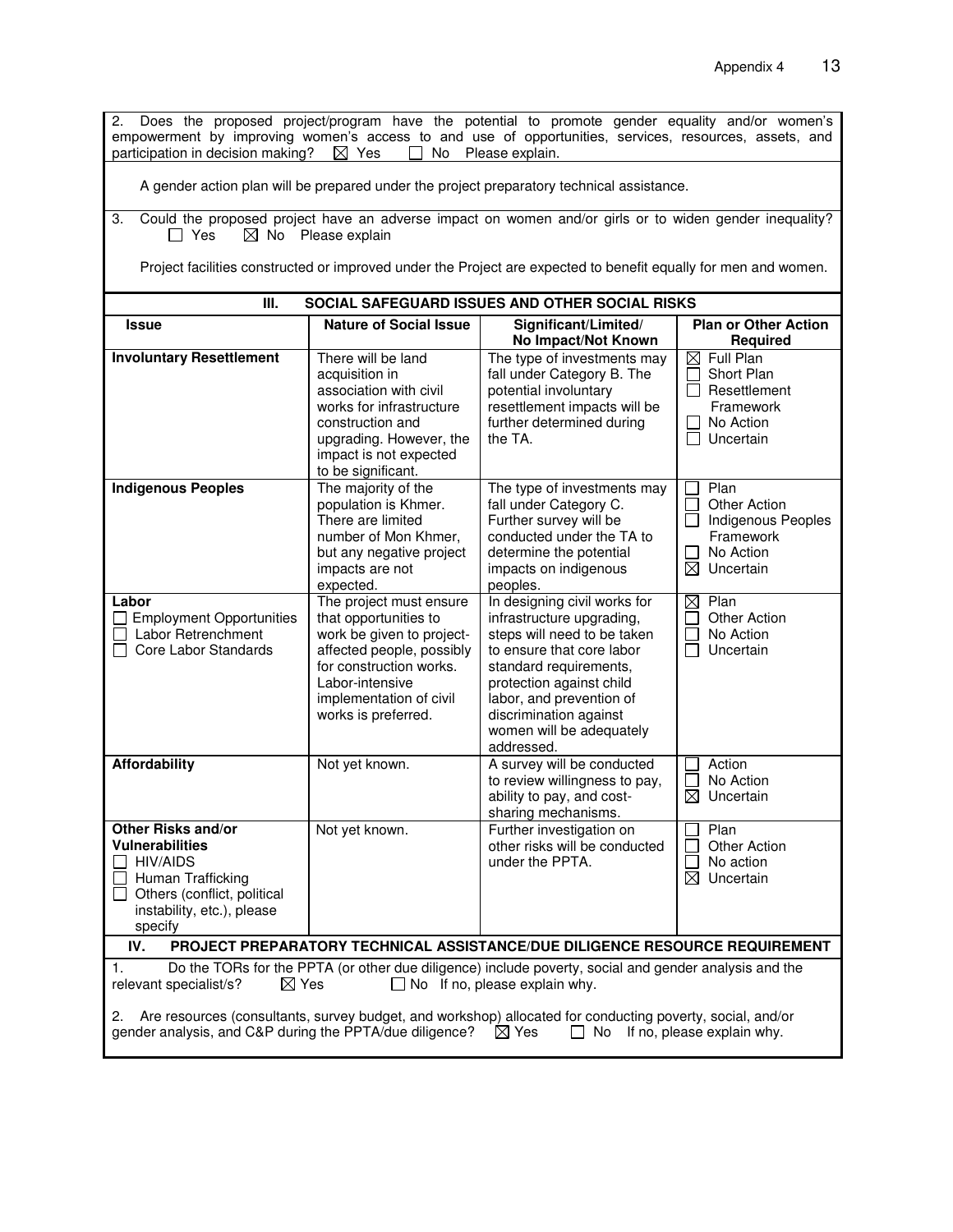2. Does the proposed project/program have the potential to promote gender equality and/or women's empowerment by improving women's access to and use of opportunities, services, resources, assets, and participation in decision making? ☒ Yes ☐ No Please explain.

A gender action plan will be prepared under the project preparatory technical assistance.

3. Could the proposed project have an adverse impact on women and/or girls or to widen gender inequality? ☐ Yes ☒ No Please explain

Project facilities constructed or improved under the Project are expected to benefit equally for men and women.

## III. SOCIAL SAFEGUARD ISSUES AND OTHER SOCIAL RISKS

| Issue | Nature of Social Issue | Significant/Limited/ No Impact/Not Known | Plan or Other Action Required |
|---|---|---|---|
| **Involuntary Resettlement** | There will be land acquisition in association with civil works for infrastructure construction and upgrading. However, the impact is not expected to be significant. | The type of investments may fall under Category B. The potential involuntary resettlement impacts will be further determined during the TA. | ☒ Full Plan<br>☐ Short Plan<br>☐ Resettlement Framework<br>☐ No Action<br>☐ Uncertain |
| **Indigenous Peoples** | The majority of the population is Khmer. There are limited number of Mon Khmer, but any negative project impacts are not expected. | The type of investments may fall under Category C. Further survey will be conducted under the TA to determine the potential impacts on indigenous peoples. | ☐ Plan<br>☐ Other Action<br>☐ Indigenous Peoples Framework<br>☐ No Action<br>☒ Uncertain |
| **Labor**<br>☐ Employment Opportunities<br>☐ Labor Retrenchment<br>☐ Core Labor Standards | The project must ensure that opportunities to work be given to project-affected people, possibly for construction works. Labor-intensive implementation of civil works is preferred. | In designing civil works for infrastructure upgrading, steps will need to be taken to ensure that core labor standard requirements, protection against child labor, and prevention of discrimination against women will be adequately addressed. | ☒ Plan<br>☐ Other Action<br>☐ No Action<br>☐ Uncertain |
| **Affordability** | Not yet known. | A survey will be conducted to review willingness to pay, ability to pay, and cost-sharing mechanisms. | ☐ Action<br>☐ No Action<br>☒ Uncertain |
| **Other Risks and/or Vulnerabilities**<br>☐ HIV/AIDS<br>☐ Human Trafficking<br>☐ Others (conflict, political instability, etc.), please specify | Not yet known. | Further investigation on other risks will be conducted under the PPTA. | ☐ Plan<br>☐ Other Action<br>☐ No action<br>☒ Uncertain |

## IV. PROJECT PREPARATORY TECHNICAL ASSISTANCE/DUE DILIGENCE RESOURCE REQUIREMENT

1. Do the TORs for the PPTA (or other due diligence) include poverty, social and gender analysis and the relevant specialist/s? ☒ Yes ☐ No If no, please explain why.

2. Are resources (consultants, survey budget, and workshop) allocated for conducting poverty, social, and/or gender analysis, and C&P during the PPTA/due diligence? ☒ Yes ☐ No If no, please explain why.